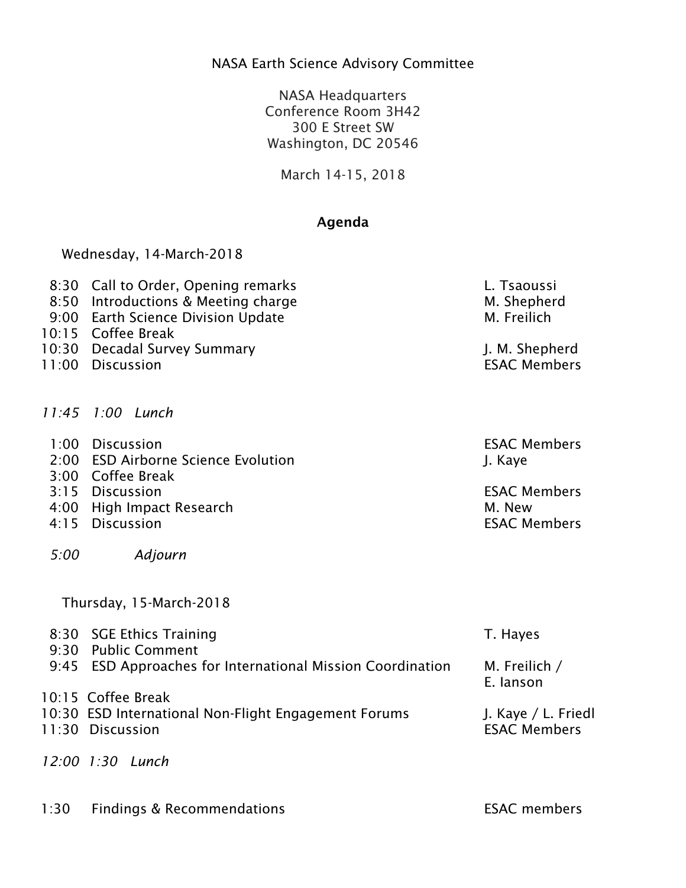NASA Earth Science Advisory Committee

NASA Headquarters
Conference Room 3H42
300 E Street SW
Washington, DC 20546

March 14-15, 2018

## Agenda

Wednesday, 14-March-2018

| Time | Item | Presenter |
|---|---|---|
| 8:30 | Call to Order, Opening remarks | L. Tsaoussi |
| 8:50 | Introductions & Meeting charge | M. Shepherd |
| 9:00 | Earth Science Division Update | M. Freilich |
| 10:15 | Coffee Break | |
| 10:30 | Decadal Survey Summary | J. M. Shepherd |
| 11:00 | Discussion | ESAC Members |
| *11:45 1:00* | *Lunch* | |
| 1:00 | Discussion | ESAC Members |
| 2:00 | ESD Airborne Science Evolution | J. Kaye |
| 3:00 | Coffee Break | |
| 3:15 | Discussion | ESAC Members |
| 4:00 | High Impact Research | M. New |
| 4:15 | Discussion | ESAC Members |
| *5:00* | *Adjourn* | |

Thursday, 15-March-2018

| Time | Item | Presenter |
|---|---|---|
| 8:30 | SGE Ethics Training | T. Hayes |
| 9:30 | Public Comment | |
| 9:45 | ESD Approaches for International Mission Coordination | M. Freilich / E. Ianson |
| 10:15 | Coffee Break | |
| 10:30 | ESD International Non-Flight Engagement Forums | J. Kaye / L. Friedl |
| 11:30 | Discussion | ESAC Members |
| *12:00 1:30* | *Lunch* | |
| 1:30 | Findings & Recommendations | ESAC members |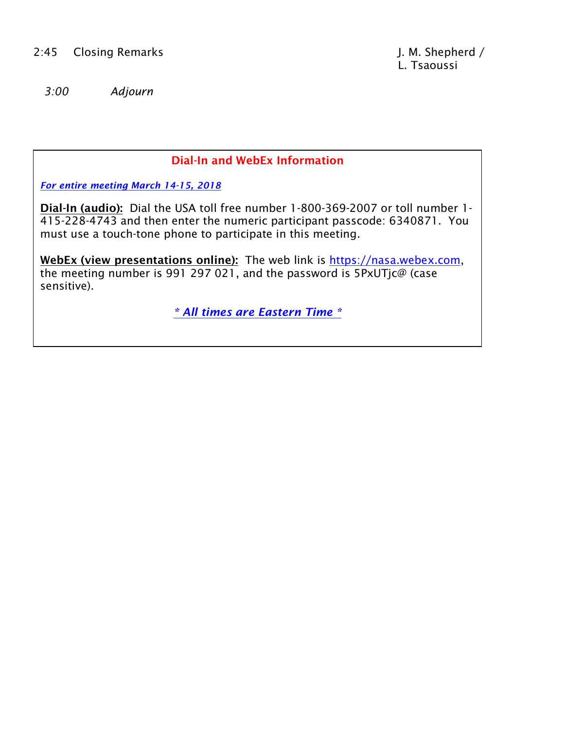2:45 Closing Remarks J. M. Shepherd / L. Tsaoussi

*3:00 Adjourn*

## Dial-In and WebEx Information

***For entire meeting March 14-15, 2018***

**Dial-In (audio):** Dial the USA toll free number 1-800-369-2007 or toll number 1-415-228-4743 and then enter the numeric participant passcode: 6340871. You must use a touch-tone phone to participate in this meeting.

**WebEx (view presentations online):** The web link is https://nasa.webex.com, the meeting number is 991 297 021, and the password is 5PxUTjc@ (case sensitive).

***\* All times are Eastern Time \****